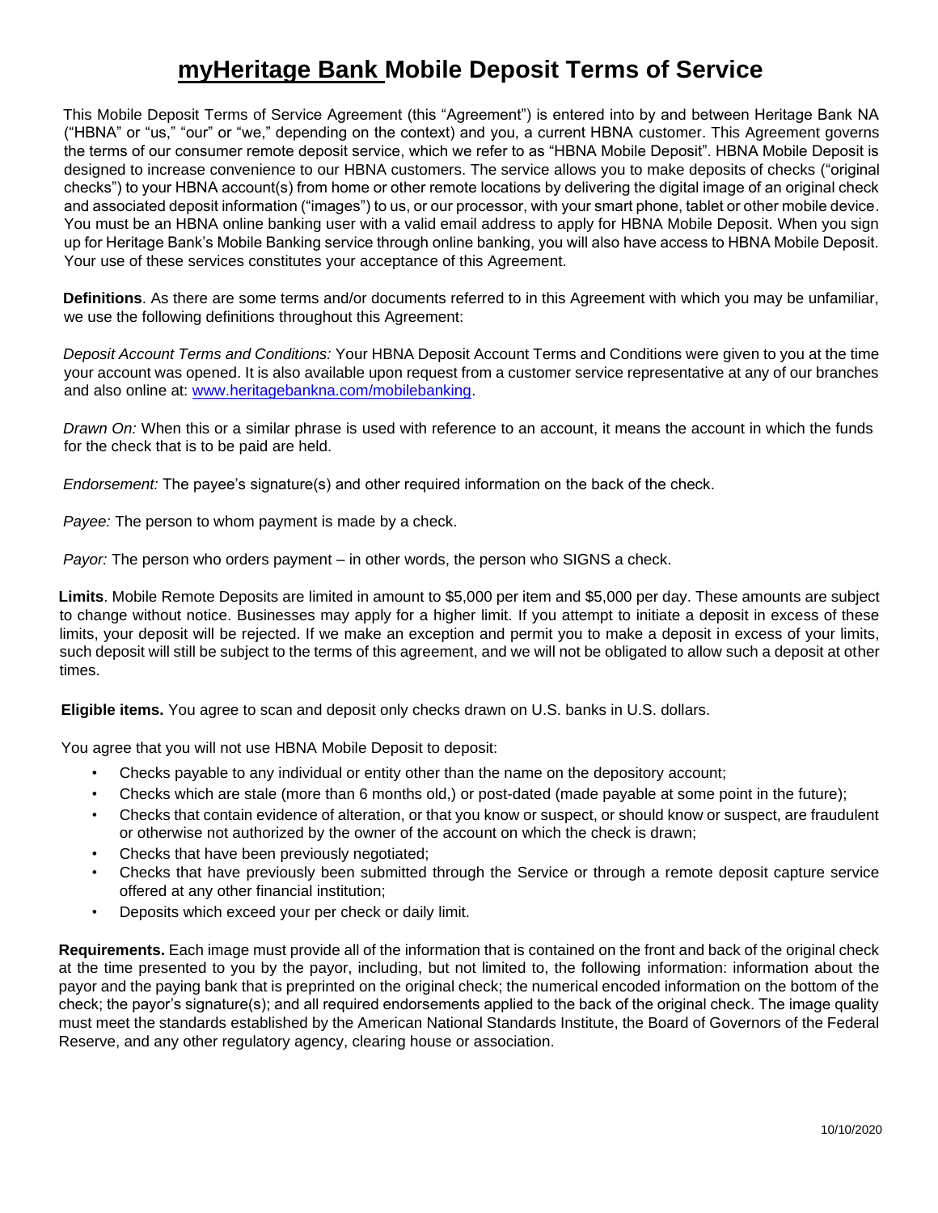# myHeritage Bank Mobile Deposit Terms of Service

This Mobile Deposit Terms of Service Agreement (this "Agreement") is entered into by and between Heritage Bank NA ("HBNA" or "us," "our" or "we," depending on the context) and you, a current HBNA customer. This Agreement governs the terms of our consumer remote deposit service, which we refer to as "HBNA Mobile Deposit". HBNA Mobile Deposit is designed to increase convenience to our HBNA customers. The service allows you to make deposits of checks ("original checks") to your HBNA account(s) from home or other remote locations by delivering the digital image of an original check and associated deposit information ("images") to us, or our processor, with your smart phone, tablet or other mobile device. You must be an HBNA online banking user with a valid email address to apply for HBNA Mobile Deposit. When you sign up for Heritage Bank's Mobile Banking service through online banking, you will also have access to HBNA Mobile Deposit. Your use of these services constitutes your acceptance of this Agreement.

**Definitions**. As there are some terms and/or documents referred to in this Agreement with which you may be unfamiliar, we use the following definitions throughout this Agreement:

*Deposit Account Terms and Conditions:* Your HBNA Deposit Account Terms and Conditions were given to you at the time your account was opened. It is also available upon request from a customer service representative at any of our branches and also online at: [www.heritagebankna.com/mobilebanking](http://www.heritagebankna.com/mobilebanking).

*Drawn On:* When this or a similar phrase is used with reference to an account, it means the account in which the funds for the check that is to be paid are held.

*Endorsement:* The payee's signature(s) and other required information on the back of the check.

*Payee:* The person to whom payment is made by a check.

*Payor:* The person who orders payment – in other words, the person who SIGNS a check.

**Limits**. Mobile Remote Deposits are limited in amount to $5,000 per item and $5,000 per day. These amounts are subject to change without notice. Businesses may apply for a higher limit. If you attempt to initiate a deposit in excess of these limits, your deposit will be rejected. If we make an exception and permit you to make a deposit in excess of your limits, such deposit will still be subject to the terms of this agreement, and we will not be obligated to allow such a deposit at other times.

**Eligible items.** You agree to scan and deposit only checks drawn on U.S. banks in U.S. dollars.

You agree that you will not use HBNA Mobile Deposit to deposit:

- Checks payable to any individual or entity other than the name on the depository account;
- Checks which are stale (more than 6 months old,) or post-dated (made payable at some point in the future);
- Checks that contain evidence of alteration, or that you know or suspect, or should know or suspect, are fraudulent or otherwise not authorized by the owner of the account on which the check is drawn;
- Checks that have been previously negotiated;
- Checks that have previously been submitted through the Service or through a remote deposit capture service offered at any other financial institution;
- Deposits which exceed your per check or daily limit.

**Requirements.** Each image must provide all of the information that is contained on the front and back of the original check at the time presented to you by the payor, including, but not limited to, the following information: information about the payor and the paying bank that is preprinted on the original check; the numerical encoded information on the bottom of the check; the payor's signature(s); and all required endorsements applied to the back of the original check. The image quality must meet the standards established by the American National Standards Institute, the Board of Governors of the Federal Reserve, and any other regulatory agency, clearing house or association.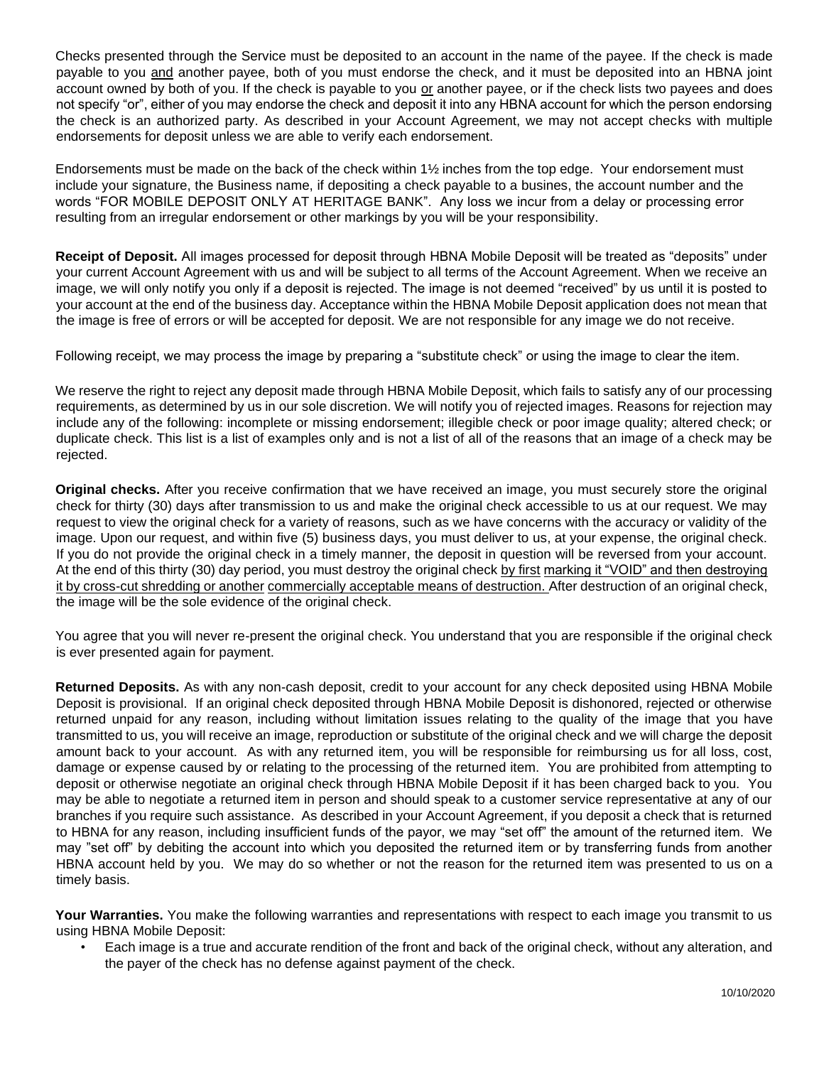Checks presented through the Service must be deposited to an account in the name of the payee. If the check is made payable to you and another payee, both of you must endorse the check, and it must be deposited into an HBNA joint account owned by both of you. If the check is payable to you or another payee, or if the check lists two payees and does not specify "or", either of you may endorse the check and deposit it into any HBNA account for which the person endorsing the check is an authorized party. As described in your Account Agreement, we may not accept checks with multiple endorsements for deposit unless we are able to verify each endorsement.

Endorsements must be made on the back of the check within 1½ inches from the top edge. Your endorsement must include your signature, the Business name, if depositing a check payable to a busines, the account number and the words "FOR MOBILE DEPOSIT ONLY AT HERITAGE BANK". Any loss we incur from a delay or processing error resulting from an irregular endorsement or other markings by you will be your responsibility.

**Receipt of Deposit.** All images processed for deposit through HBNA Mobile Deposit will be treated as "deposits" under your current Account Agreement with us and will be subject to all terms of the Account Agreement. When we receive an image, we will only notify you only if a deposit is rejected. The image is not deemed "received" by us until it is posted to your account at the end of the business day. Acceptance within the HBNA Mobile Deposit application does not mean that the image is free of errors or will be accepted for deposit. We are not responsible for any image we do not receive.

Following receipt, we may process the image by preparing a "substitute check" or using the image to clear the item.

We reserve the right to reject any deposit made through HBNA Mobile Deposit, which fails to satisfy any of our processing requirements, as determined by us in our sole discretion. We will notify you of rejected images. Reasons for rejection may include any of the following: incomplete or missing endorsement; illegible check or poor image quality; altered check; or duplicate check. This list is a list of examples only and is not a list of all of the reasons that an image of a check may be rejected.

**Original checks.** After you receive confirmation that we have received an image, you must securely store the original check for thirty (30) days after transmission to us and make the original check accessible to us at our request. We may request to view the original check for a variety of reasons, such as we have concerns with the accuracy or validity of the image. Upon our request, and within five (5) business days, you must deliver to us, at your expense, the original check. If you do not provide the original check in a timely manner, the deposit in question will be reversed from your account. At the end of this thirty (30) day period, you must destroy the original check by first marking it "VOID" and then destroying it by cross-cut shredding or another commercially acceptable means of destruction. After destruction of an original check, the image will be the sole evidence of the original check.

You agree that you will never re-present the original check. You understand that you are responsible if the original check is ever presented again for payment.

**Returned Deposits.** As with any non-cash deposit, credit to your account for any check deposited using HBNA Mobile Deposit is provisional. If an original check deposited through HBNA Mobile Deposit is dishonored, rejected or otherwise returned unpaid for any reason, including without limitation issues relating to the quality of the image that you have transmitted to us, you will receive an image, reproduction or substitute of the original check and we will charge the deposit amount back to your account. As with any returned item, you will be responsible for reimbursing us for all loss, cost, damage or expense caused by or relating to the processing of the returned item. You are prohibited from attempting to deposit or otherwise negotiate an original check through HBNA Mobile Deposit if it has been charged back to you. You may be able to negotiate a returned item in person and should speak to a customer service representative at any of our branches if you require such assistance. As described in your Account Agreement, if you deposit a check that is returned to HBNA for any reason, including insufficient funds of the payor, we may "set off" the amount of the returned item. We may "set off" by debiting the account into which you deposited the returned item or by transferring funds from another HBNA account held by you. We may do so whether or not the reason for the returned item was presented to us on a timely basis.

**Your Warranties.** You make the following warranties and representations with respect to each image you transmit to us using HBNA Mobile Deposit:

- Each image is a true and accurate rendition of the front and back of the original check, without any alteration, and the payer of the check has no defense against payment of the check.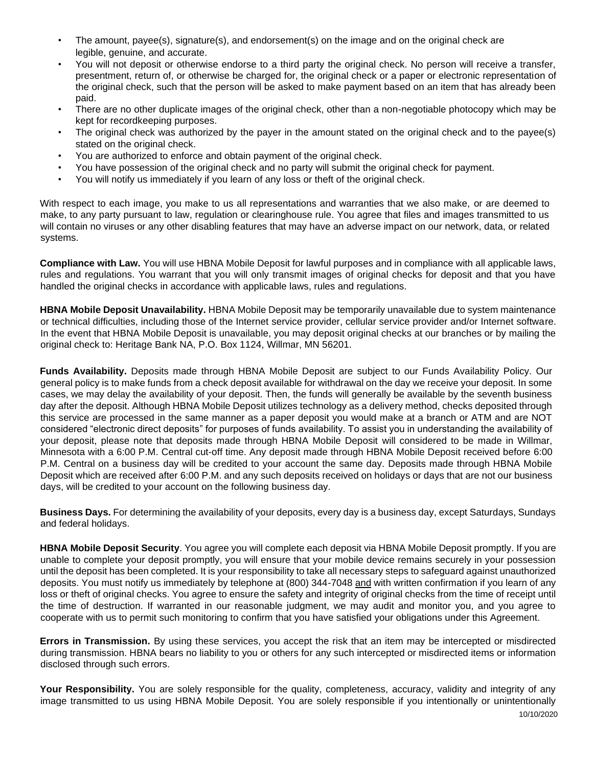- The amount, payee(s), signature(s), and endorsement(s) on the image and on the original check are legible, genuine, and accurate.
- You will not deposit or otherwise endorse to a third party the original check. No person will receive a transfer, presentment, return of, or otherwise be charged for, the original check or a paper or electronic representation of the original check, such that the person will be asked to make payment based on an item that has already been paid.
- There are no other duplicate images of the original check, other than a non-negotiable photocopy which may be kept for recordkeeping purposes.
- The original check was authorized by the payer in the amount stated on the original check and to the payee(s) stated on the original check.
- You are authorized to enforce and obtain payment of the original check.
- You have possession of the original check and no party will submit the original check for payment.
- You will notify us immediately if you learn of any loss or theft of the original check.

With respect to each image, you make to us all representations and warranties that we also make, or are deemed to make, to any party pursuant to law, regulation or clearinghouse rule. You agree that files and images transmitted to us will contain no viruses or any other disabling features that may have an adverse impact on our network, data, or related systems.

**Compliance with Law.** You will use HBNA Mobile Deposit for lawful purposes and in compliance with all applicable laws, rules and regulations. You warrant that you will only transmit images of original checks for deposit and that you have handled the original checks in accordance with applicable laws, rules and regulations.

**HBNA Mobile Deposit Unavailability.** HBNA Mobile Deposit may be temporarily unavailable due to system maintenance or technical difficulties, including those of the Internet service provider, cellular service provider and/or Internet software. In the event that HBNA Mobile Deposit is unavailable, you may deposit original checks at our branches or by mailing the original check to: Heritage Bank NA, P.O. Box 1124, Willmar, MN 56201.

**Funds Availability.** Deposits made through HBNA Mobile Deposit are subject to our Funds Availability Policy. Our general policy is to make funds from a check deposit available for withdrawal on the day we receive your deposit. In some cases, we may delay the availability of your deposit. Then, the funds will generally be available by the seventh business day after the deposit. Although HBNA Mobile Deposit utilizes technology as a delivery method, checks deposited through this service are processed in the same manner as a paper deposit you would make at a branch or ATM and are NOT considered "electronic direct deposits" for purposes of funds availability. To assist you in understanding the availability of your deposit, please note that deposits made through HBNA Mobile Deposit will considered to be made in Willmar, Minnesota with a 6:00 P.M. Central cut-off time. Any deposit made through HBNA Mobile Deposit received before 6:00 P.M. Central on a business day will be credited to your account the same day. Deposits made through HBNA Mobile Deposit which are received after 6:00 P.M. and any such deposits received on holidays or days that are not our business days, will be credited to your account on the following business day.

**Business Days.** For determining the availability of your deposits, every day is a business day, except Saturdays, Sundays and federal holidays.

**HBNA Mobile Deposit Security**. You agree you will complete each deposit via HBNA Mobile Deposit promptly. If you are unable to complete your deposit promptly, you will ensure that your mobile device remains securely in your possession until the deposit has been completed. It is your responsibility to take all necessary steps to safeguard against unauthorized deposits. You must notify us immediately by telephone at (800) 344-7048 and with written confirmation if you learn of any loss or theft of original checks. You agree to ensure the safety and integrity of original checks from the time of receipt until the time of destruction. If warranted in our reasonable judgment, we may audit and monitor you, and you agree to cooperate with us to permit such monitoring to confirm that you have satisfied your obligations under this Agreement.

**Errors in Transmission.** By using these services, you accept the risk that an item may be intercepted or misdirected during transmission. HBNA bears no liability to you or others for any such intercepted or misdirected items or information disclosed through such errors.

**Your Responsibility.** You are solely responsible for the quality, completeness, accuracy, validity and integrity of any image transmitted to us using HBNA Mobile Deposit. You are solely responsible if you intentionally or unintentionally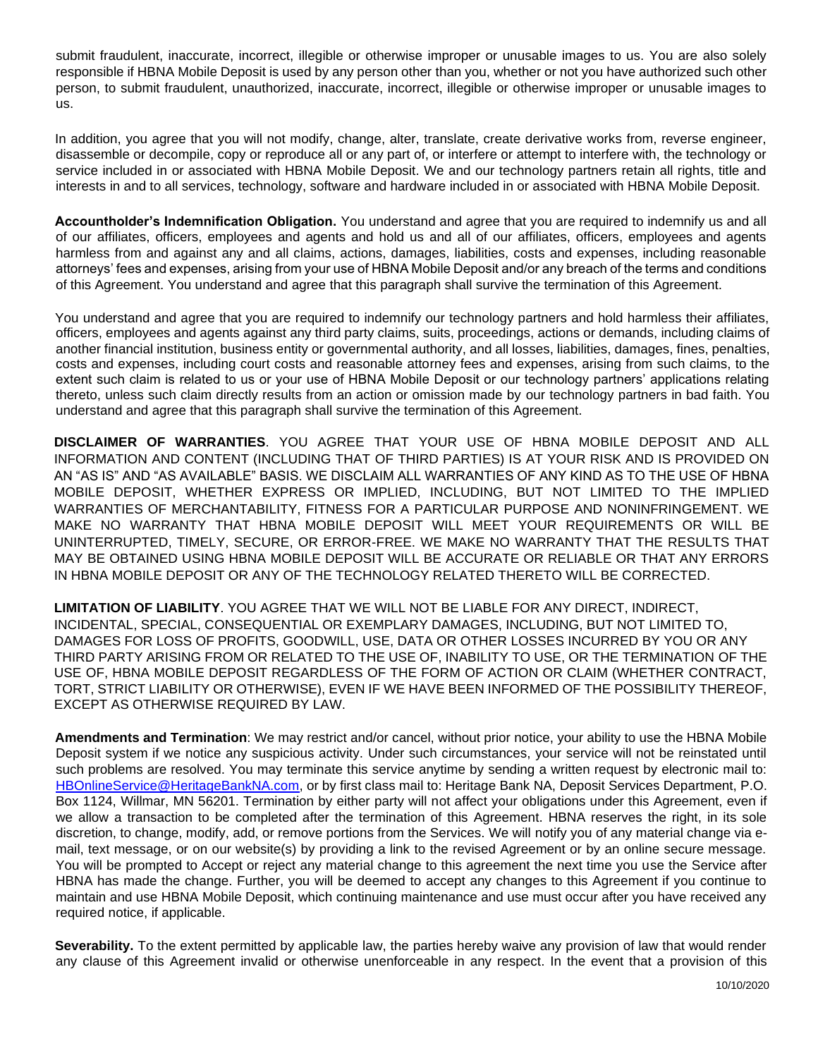submit fraudulent, inaccurate, incorrect, illegible or otherwise improper or unusable images to us. You are also solely responsible if HBNA Mobile Deposit is used by any person other than you, whether or not you have authorized such other person, to submit fraudulent, unauthorized, inaccurate, incorrect, illegible or otherwise improper or unusable images to us.

In addition, you agree that you will not modify, change, alter, translate, create derivative works from, reverse engineer, disassemble or decompile, copy or reproduce all or any part of, or interfere or attempt to interfere with, the technology or service included in or associated with HBNA Mobile Deposit. We and our technology partners retain all rights, title and interests in and to all services, technology, software and hardware included in or associated with HBNA Mobile Deposit.

**Accountholder's Indemnification Obligation.** You understand and agree that you are required to indemnify us and all of our affiliates, officers, employees and agents and hold us and all of our affiliates, officers, employees and agents harmless from and against any and all claims, actions, damages, liabilities, costs and expenses, including reasonable attorneys' fees and expenses, arising from your use of HBNA Mobile Deposit and/or any breach of the terms and conditions of this Agreement. You understand and agree that this paragraph shall survive the termination of this Agreement.

You understand and agree that you are required to indemnify our technology partners and hold harmless their affiliates, officers, employees and agents against any third party claims, suits, proceedings, actions or demands, including claims of another financial institution, business entity or governmental authority, and all losses, liabilities, damages, fines, penalties, costs and expenses, including court costs and reasonable attorney fees and expenses, arising from such claims, to the extent such claim is related to us or your use of HBNA Mobile Deposit or our technology partners' applications relating thereto, unless such claim directly results from an action or omission made by our technology partners in bad faith. You understand and agree that this paragraph shall survive the termination of this Agreement.

**DISCLAIMER OF WARRANTIES**. YOU AGREE THAT YOUR USE OF HBNA MOBILE DEPOSIT AND ALL INFORMATION AND CONTENT (INCLUDING THAT OF THIRD PARTIES) IS AT YOUR RISK AND IS PROVIDED ON AN "AS IS" AND "AS AVAILABLE" BASIS. WE DISCLAIM ALL WARRANTIES OF ANY KIND AS TO THE USE OF HBNA MOBILE DEPOSIT, WHETHER EXPRESS OR IMPLIED, INCLUDING, BUT NOT LIMITED TO THE IMPLIED WARRANTIES OF MERCHANTABILITY, FITNESS FOR A PARTICULAR PURPOSE AND NONINFRINGEMENT. WE MAKE NO WARRANTY THAT HBNA MOBILE DEPOSIT WILL MEET YOUR REQUIREMENTS OR WILL BE UNINTERRUPTED, TIMELY, SECURE, OR ERROR-FREE. WE MAKE NO WARRANTY THAT THE RESULTS THAT MAY BE OBTAINED USING HBNA MOBILE DEPOSIT WILL BE ACCURATE OR RELIABLE OR THAT ANY ERRORS IN HBNA MOBILE DEPOSIT OR ANY OF THE TECHNOLOGY RELATED THERETO WILL BE CORRECTED.

**LIMITATION OF LIABILITY**. YOU AGREE THAT WE WILL NOT BE LIABLE FOR ANY DIRECT, INDIRECT, INCIDENTAL, SPECIAL, CONSEQUENTIAL OR EXEMPLARY DAMAGES, INCLUDING, BUT NOT LIMITED TO, DAMAGES FOR LOSS OF PROFITS, GOODWILL, USE, DATA OR OTHER LOSSES INCURRED BY YOU OR ANY THIRD PARTY ARISING FROM OR RELATED TO THE USE OF, INABILITY TO USE, OR THE TERMINATION OF THE USE OF, HBNA MOBILE DEPOSIT REGARDLESS OF THE FORM OF ACTION OR CLAIM (WHETHER CONTRACT, TORT, STRICT LIABILITY OR OTHERWISE), EVEN IF WE HAVE BEEN INFORMED OF THE POSSIBILITY THEREOF, EXCEPT AS OTHERWISE REQUIRED BY LAW.

**Amendments and Termination**: We may restrict and/or cancel, without prior notice, your ability to use the HBNA Mobile Deposit system if we notice any suspicious activity. Under such circumstances, your service will not be reinstated until such problems are resolved. You may terminate this service anytime by sending a written request by electronic mail to: HBOnlineService@HeritageBankNA.com, or by first class mail to: Heritage Bank NA, Deposit Services Department, P.O. Box 1124, Willmar, MN 56201. Termination by either party will not affect your obligations under this Agreement, even if we allow a transaction to be completed after the termination of this Agreement. HBNA reserves the right, in its sole discretion, to change, modify, add, or remove portions from the Services. We will notify you of any material change via e-mail, text message, or on our website(s) by providing a link to the revised Agreement or by an online secure message. You will be prompted to Accept or reject any material change to this agreement the next time you use the Service after HBNA has made the change. Further, you will be deemed to accept any changes to this Agreement if you continue to maintain and use HBNA Mobile Deposit, which continuing maintenance and use must occur after you have received any required notice, if applicable.

**Severability.** To the extent permitted by applicable law, the parties hereby waive any provision of law that would render any clause of this Agreement invalid or otherwise unenforceable in any respect. In the event that a provision of this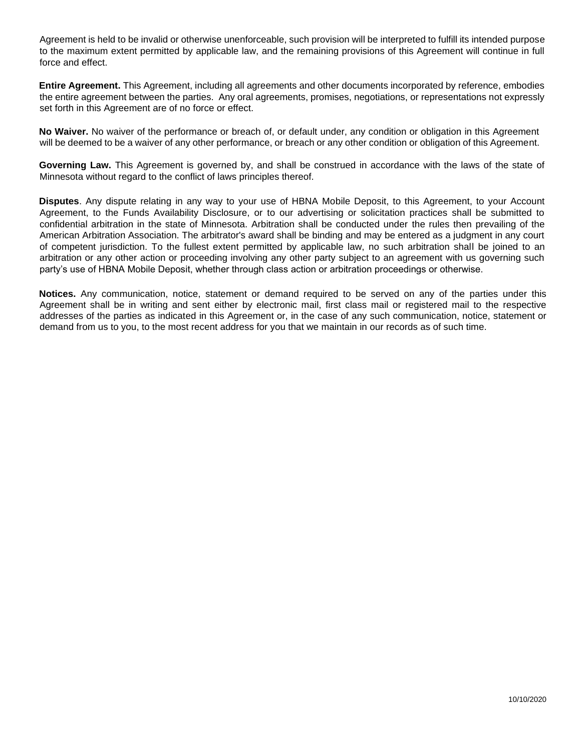Agreement is held to be invalid or otherwise unenforceable, such provision will be interpreted to fulfill its intended purpose to the maximum extent permitted by applicable law, and the remaining provisions of this Agreement will continue in full force and effect.

**Entire Agreement.** This Agreement, including all agreements and other documents incorporated by reference, embodies the entire agreement between the parties. Any oral agreements, promises, negotiations, or representations not expressly set forth in this Agreement are of no force or effect.

**No Waiver.** No waiver of the performance or breach of, or default under, any condition or obligation in this Agreement will be deemed to be a waiver of any other performance, or breach or any other condition or obligation of this Agreement.

**Governing Law.** This Agreement is governed by, and shall be construed in accordance with the laws of the state of Minnesota without regard to the conflict of laws principles thereof.

**Disputes**. Any dispute relating in any way to your use of HBNA Mobile Deposit, to this Agreement, to your Account Agreement, to the Funds Availability Disclosure, or to our advertising or solicitation practices shall be submitted to confidential arbitration in the state of Minnesota. Arbitration shall be conducted under the rules then prevailing of the American Arbitration Association. The arbitrator's award shall be binding and may be entered as a judgment in any court of competent jurisdiction. To the fullest extent permitted by applicable law, no such arbitration shall be joined to an arbitration or any other action or proceeding involving any other party subject to an agreement with us governing such party's use of HBNA Mobile Deposit, whether through class action or arbitration proceedings or otherwise.

**Notices.** Any communication, notice, statement or demand required to be served on any of the parties under this Agreement shall be in writing and sent either by electronic mail, first class mail or registered mail to the respective addresses of the parties as indicated in this Agreement or, in the case of any such communication, notice, statement or demand from us to you, to the most recent address for you that we maintain in our records as of such time.

10/10/2020